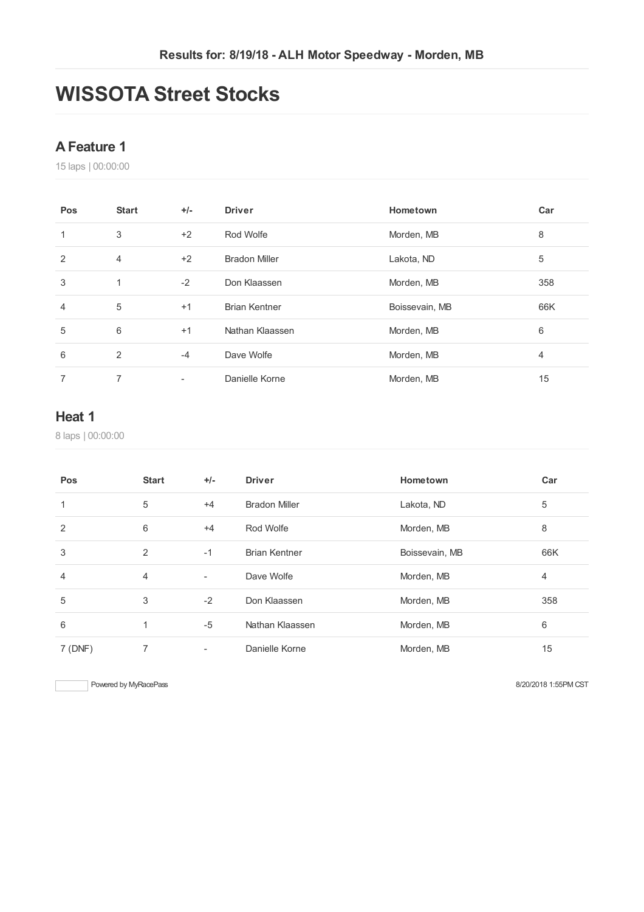Results for: 8/19/18 - ALH Motor Speedway - Morden, MB

# WISSOTA Street Stocks

## A Feature 1

15 laps | 00:00:00

| Pos | Start | +/- | Driver | Hometown | Car |
|---|---|---|---|---|---|
| 1 | 3 | +2 | Rod Wolfe | Morden, MB | 8 |
| 2 | 4 | +2 | Bradon Miller | Lakota, ND | 5 |
| 3 | 1 | -2 | Don Klaassen | Morden, MB | 358 |
| 4 | 5 | +1 | Brian Kentner | Boissevain, MB | 66K |
| 5 | 6 | +1 | Nathan Klaassen | Morden, MB | 6 |
| 6 | 2 | -4 | Dave Wolfe | Morden, MB | 4 |
| 7 | 7 | - | Danielle Korne | Morden, MB | 15 |

## Heat 1

8 laps | 00:00:00

| Pos | Start | +/- | Driver | Hometown | Car |
|---|---|---|---|---|---|
| 1 | 5 | +4 | Bradon Miller | Lakota, ND | 5 |
| 2 | 6 | +4 | Rod Wolfe | Morden, MB | 8 |
| 3 | 2 | -1 | Brian Kentner | Boissevain, MB | 66K |
| 4 | 4 | - | Dave Wolfe | Morden, MB | 4 |
| 5 | 3 | -2 | Don Klaassen | Morden, MB | 358 |
| 6 | 1 | -5 | Nathan Klaassen | Morden, MB | 6 |
| 7 (DNF) | 7 | - | Danielle Korne | Morden, MB | 15 |

Powered by MyRacePass

8/20/2018 1:55PM CST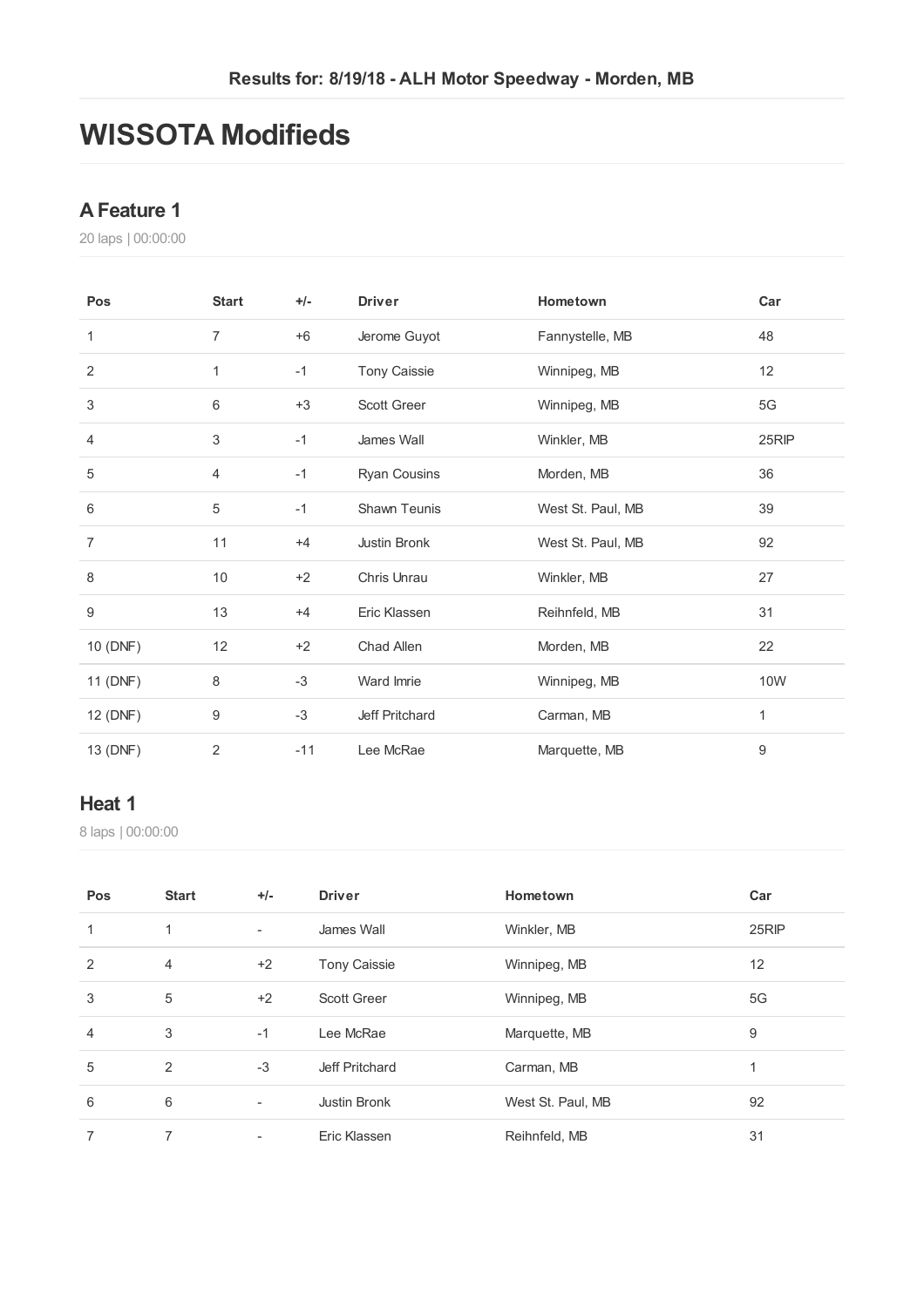Results for: 8/19/18 - ALH Motor Speedway - Morden, MB

# WISSOTA Modifieds

## A Feature 1

20 laps | 00:00:00

| Pos | Start | +/- | Driver | Hometown | Car |
| --- | --- | --- | --- | --- | --- |
| 1 | 7 | +6 | Jerome Guyot | Fannystelle, MB | 48 |
| 2 | 1 | -1 | Tony Caissie | Winnipeg, MB | 12 |
| 3 | 6 | +3 | Scott Greer | Winnipeg, MB | 5G |
| 4 | 3 | -1 | James Wall | Winkler, MB | 25RIP |
| 5 | 4 | -1 | Ryan Cousins | Morden, MB | 36 |
| 6 | 5 | -1 | Shawn Teunis | West St. Paul, MB | 39 |
| 7 | 11 | +4 | Justin Bronk | West St. Paul, MB | 92 |
| 8 | 10 | +2 | Chris Unrau | Winkler, MB | 27 |
| 9 | 13 | +4 | Eric Klassen | Reihnfeld, MB | 31 |
| 10 (DNF) | 12 | +2 | Chad Allen | Morden, MB | 22 |
| 11 (DNF) | 8 | -3 | Ward Imrie | Winnipeg, MB | 10W |
| 12 (DNF) | 9 | -3 | Jeff Pritchard | Carman, MB | 1 |
| 13 (DNF) | 2 | -11 | Lee McRae | Marquette, MB | 9 |

## Heat 1

8 laps | 00:00:00

| Pos | Start | +/- | Driver | Hometown | Car |
| --- | --- | --- | --- | --- | --- |
| 1 | 1 | - | James Wall | Winkler, MB | 25RIP |
| 2 | 4 | +2 | Tony Caissie | Winnipeg, MB | 12 |
| 3 | 5 | +2 | Scott Greer | Winnipeg, MB | 5G |
| 4 | 3 | -1 | Lee McRae | Marquette, MB | 9 |
| 5 | 2 | -3 | Jeff Pritchard | Carman, MB | 1 |
| 6 | 6 | - | Justin Bronk | West St. Paul, MB | 92 |
| 7 | 7 | - | Eric Klassen | Reihnfeld, MB | 31 |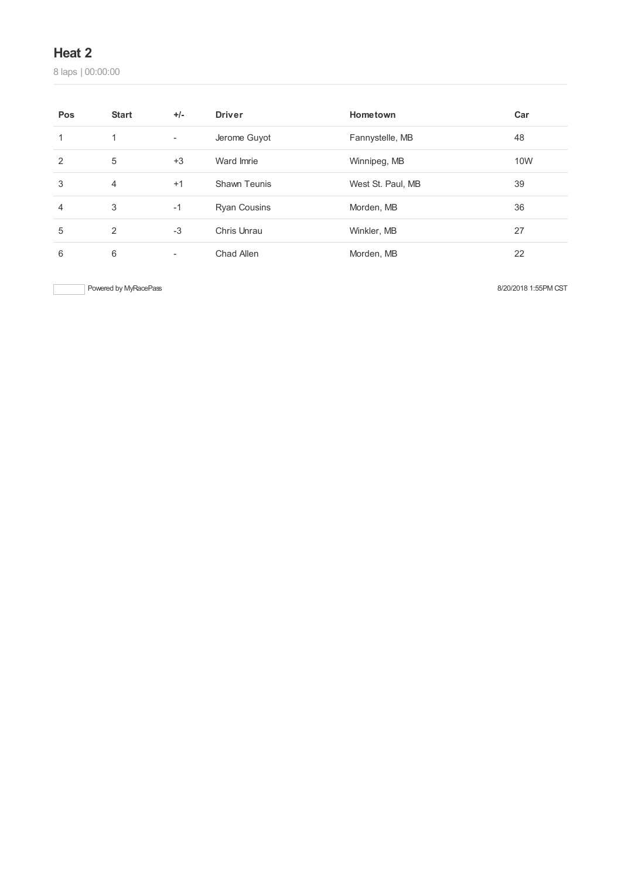## Heat 2

8 laps | 00:00:00

| Pos | Start | +/- | Driver | Hometown | Car |
|---|---|---|---|---|---|
| 1 | 1 | - | Jerome Guyot | Fannystelle, MB | 48 |
| 2 | 5 | +3 | Ward Imrie | Winnipeg, MB | 10W |
| 3 | 4 | +1 | Shawn Teunis | West St. Paul, MB | 39 |
| 4 | 3 | -1 | Ryan Cousins | Morden, MB | 36 |
| 5 | 2 | -3 | Chris Unrau | Winkler, MB | 27 |
| 6 | 6 | - | Chad Allen | Morden, MB | 22 |

Powered by MyRacePass

8/20/2018 1:55PM CST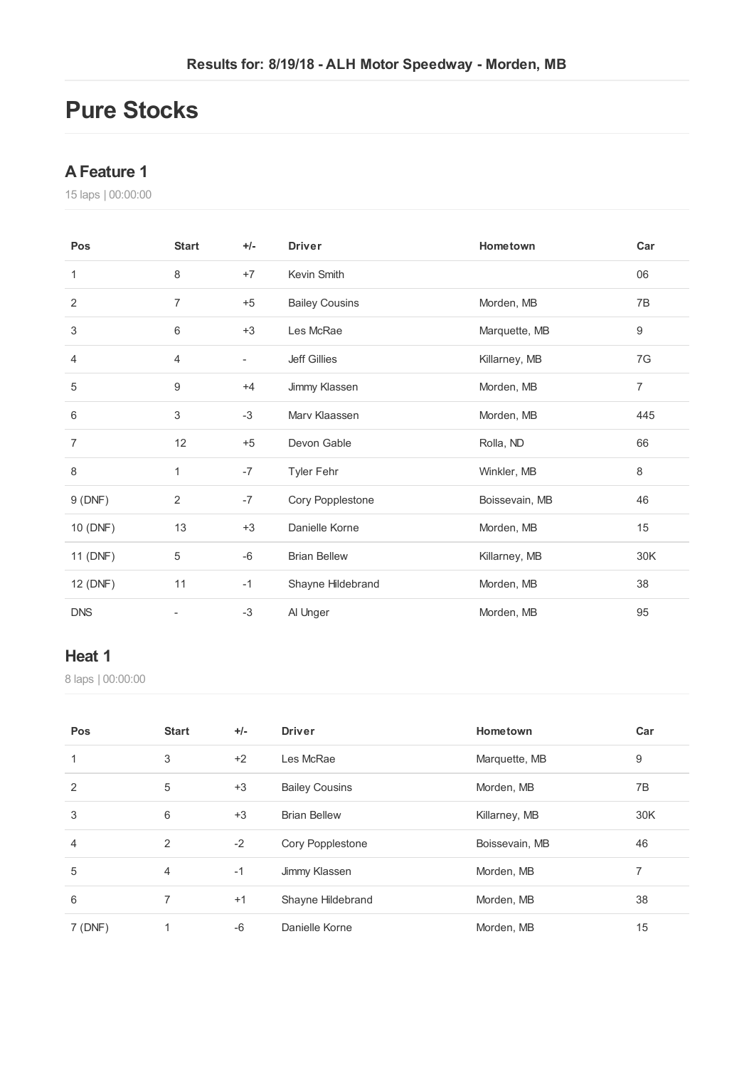Results for: 8/19/18 - ALH Motor Speedway - Morden, MB

# Pure Stocks

## A Feature 1

15 laps | 00:00:00

| Pos | Start | +/- | Driver | Hometown | Car |
|---|---|---|---|---|---|
| 1 | 8 | +7 | Kevin Smith | | 06 |
| 2 | 7 | +5 | Bailey Cousins | Morden, MB | 7B |
| 3 | 6 | +3 | Les McRae | Marquette, MB | 9 |
| 4 | 4 | - | Jeff Gillies | Killarney, MB | 7G |
| 5 | 9 | +4 | Jimmy Klassen | Morden, MB | 7 |
| 6 | 3 | -3 | Marv Klaassen | Morden, MB | 445 |
| 7 | 12 | +5 | Devon Gable | Rolla, ND | 66 |
| 8 | 1 | -7 | Tyler Fehr | Winkler, MB | 8 |
| 9 (DNF) | 2 | -7 | Cory Popplestone | Boissevain, MB | 46 |
| 10 (DNF) | 13 | +3 | Danielle Korne | Morden, MB | 15 |
| 11 (DNF) | 5 | -6 | Brian Bellew | Killarney, MB | 30K |
| 12 (DNF) | 11 | -1 | Shayne Hildebrand | Morden, MB | 38 |
| DNS | - | -3 | Al Unger | Morden, MB | 95 |

## Heat 1

8 laps | 00:00:00

| Pos | Start | +/- | Driver | Hometown | Car |
|---|---|---|---|---|---|
| 1 | 3 | +2 | Les McRae | Marquette, MB | 9 |
| 2 | 5 | +3 | Bailey Cousins | Morden, MB | 7B |
| 3 | 6 | +3 | Brian Bellew | Killarney, MB | 30K |
| 4 | 2 | -2 | Cory Popplestone | Boissevain, MB | 46 |
| 5 | 4 | -1 | Jimmy Klassen | Morden, MB | 7 |
| 6 | 7 | +1 | Shayne Hildebrand | Morden, MB | 38 |
| 7 (DNF) | 1 | -6 | Danielle Korne | Morden, MB | 15 |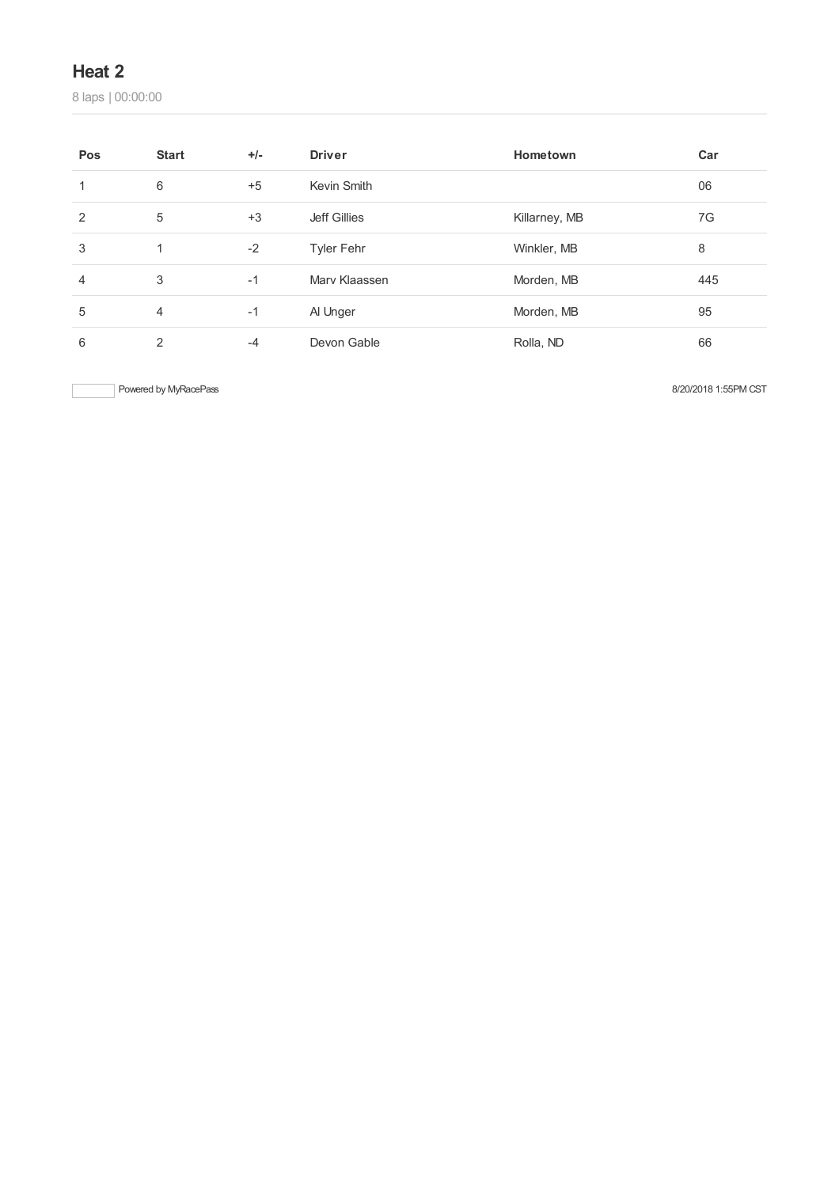## Heat 2

8 laps | 00:00:00

| Pos | Start | +/- | Driver | Hometown | Car |
|---|---|---|---|---|---|
| 1 | 6 | +5 | Kevin Smith | | 06 |
| 2 | 5 | +3 | Jeff Gillies | Killarney, MB | 7G |
| 3 | 1 | -2 | Tyler Fehr | Winkler, MB | 8 |
| 4 | 3 | -1 | Marv Klaassen | Morden, MB | 445 |
| 5 | 4 | -1 | Al Unger | Morden, MB | 95 |
| 6 | 2 | -4 | Devon Gable | Rolla, ND | 66 |

Powered by MyRacePass

8/20/2018 1:55PM CST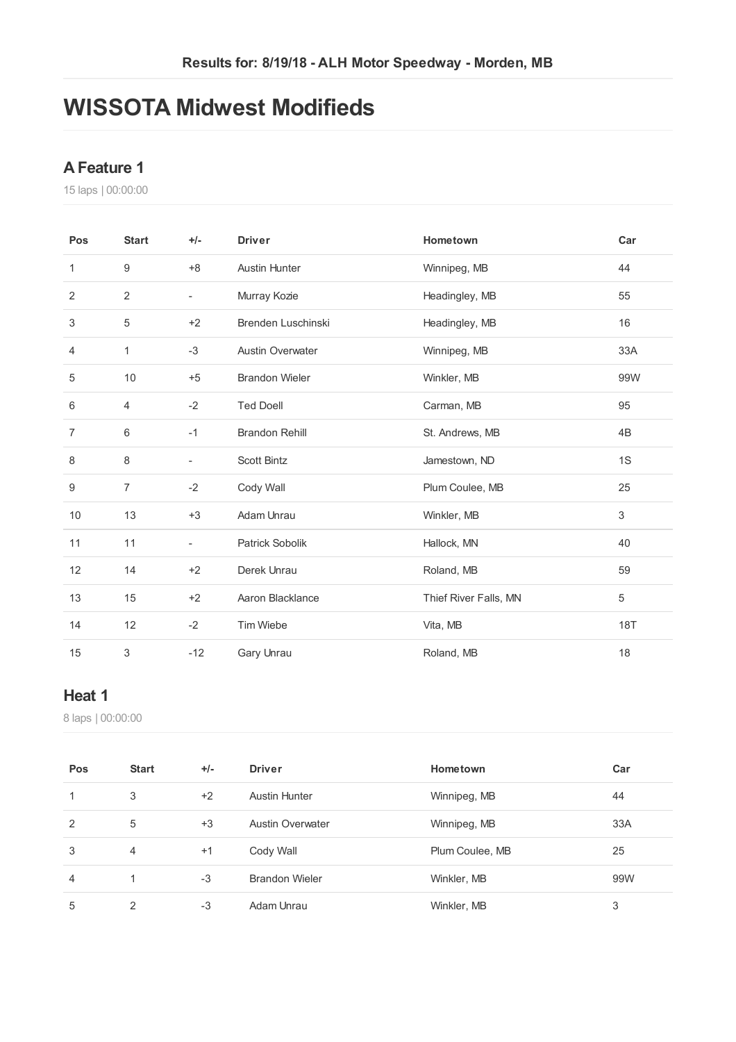Results for: 8/19/18 - ALH Motor Speedway - Morden, MB

# WISSOTA Midwest Modifieds

## A Feature 1

15 laps | 00:00:00

| Pos | Start | +/- | Driver | Hometown | Car |
|---|---|---|---|---|---|
| 1 | 9 | +8 | Austin Hunter | Winnipeg, MB | 44 |
| 2 | 2 | - | Murray Kozie | Headingley, MB | 55 |
| 3 | 5 | +2 | Brenden Luschinski | Headingley, MB | 16 |
| 4 | 1 | -3 | Austin Overwater | Winnipeg, MB | 33A |
| 5 | 10 | +5 | Brandon Wieler | Winkler, MB | 99W |
| 6 | 4 | -2 | Ted Doell | Carman, MB | 95 |
| 7 | 6 | -1 | Brandon Rehill | St. Andrews, MB | 4B |
| 8 | 8 | - | Scott Bintz | Jamestown, ND | 1S |
| 9 | 7 | -2 | Cody Wall | Plum Coulee, MB | 25 |
| 10 | 13 | +3 | Adam Unrau | Winkler, MB | 3 |
| 11 | 11 | - | Patrick Sobolik | Hallock, MN | 40 |
| 12 | 14 | +2 | Derek Unrau | Roland, MB | 59 |
| 13 | 15 | +2 | Aaron Blacklance | Thief River Falls, MN | 5 |
| 14 | 12 | -2 | Tim Wiebe | Vita, MB | 18T |
| 15 | 3 | -12 | Gary Unrau | Roland, MB | 18 |

## Heat 1

8 laps | 00:00:00

| Pos | Start | +/- | Driver | Hometown | Car |
|---|---|---|---|---|---|
| 1 | 3 | +2 | Austin Hunter | Winnipeg, MB | 44 |
| 2 | 5 | +3 | Austin Overwater | Winnipeg, MB | 33A |
| 3 | 4 | +1 | Cody Wall | Plum Coulee, MB | 25 |
| 4 | 1 | -3 | Brandon Wieler | Winkler, MB | 99W |
| 5 | 2 | -3 | Adam Unrau | Winkler, MB | 3 |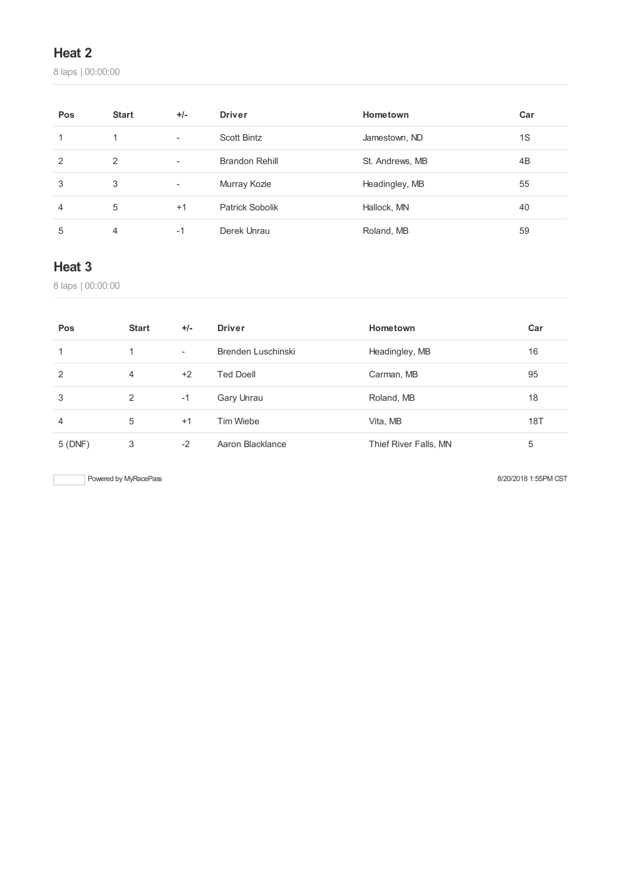## Heat 2

8 laps | 00:00:00

| Pos | Start | +/- | Driver | Hometown | Car |
|---|---|---|---|---|---|
| 1 | 1 | - | Scott Bintz | Jamestown, ND | 1S |
| 2 | 2 | - | Brandon Rehill | St. Andrews, MB | 4B |
| 3 | 3 | - | Murray Kozie | Headingley, MB | 55 |
| 4 | 5 | +1 | Patrick Sobolik | Hallock, MN | 40 |
| 5 | 4 | -1 | Derek Unrau | Roland, MB | 59 |

## Heat 3

8 laps | 00:00:00

| Pos | Start | +/- | Driver | Hometown | Car |
|---|---|---|---|---|---|
| 1 | 1 | - | Brenden Luschinski | Headingley, MB | 16 |
| 2 | 4 | +2 | Ted Doell | Carman, MB | 95 |
| 3 | 2 | -1 | Gary Unrau | Roland, MB | 18 |
| 4 | 5 | +1 | Tim Wiebe | Vita, MB | 18T |
| 5 (DNF) | 3 | -2 | Aaron Blacklance | Thief River Falls, MN | 5 |

Powered by MyRacePass

8/20/2018 1:55PM CST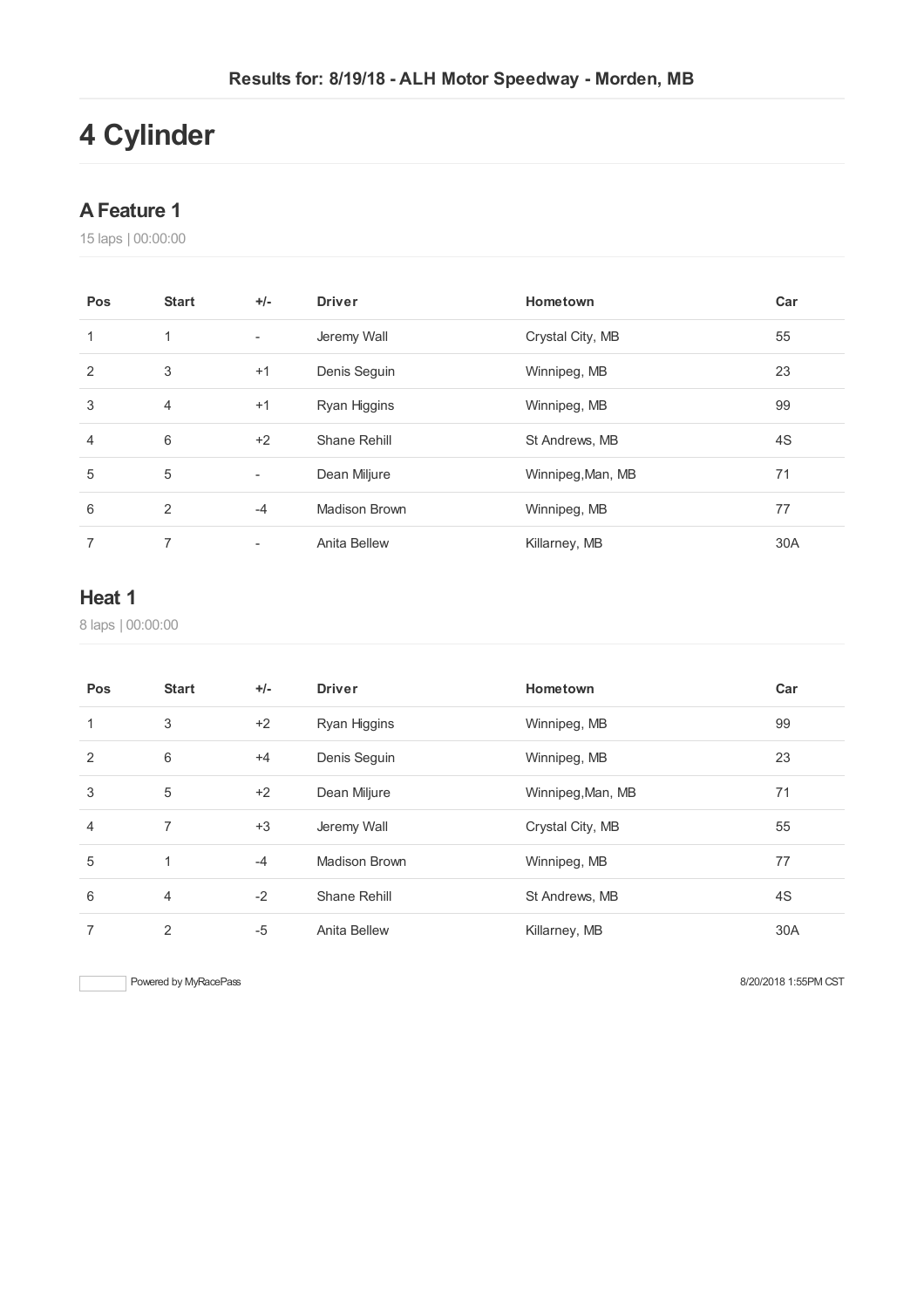Results for: 8/19/18 - ALH Motor Speedway - Morden, MB

# 4 Cylinder

## A Feature 1

15 laps | 00:00:00

| Pos | Start | +/- | Driver | Hometown | Car |
|---|---|---|---|---|---|
| 1 | 1 | - | Jeremy Wall | Crystal City, MB | 55 |
| 2 | 3 | +1 | Denis Seguin | Winnipeg, MB | 23 |
| 3 | 4 | +1 | Ryan Higgins | Winnipeg, MB | 99 |
| 4 | 6 | +2 | Shane Rehill | St Andrews, MB | 4S |
| 5 | 5 | - | Dean Miljure | Winnipeg,Man, MB | 71 |
| 6 | 2 | -4 | Madison Brown | Winnipeg, MB | 77 |
| 7 | 7 | - | Anita Bellew | Killarney, MB | 30A |

## Heat 1

8 laps | 00:00:00

| Pos | Start | +/- | Driver | Hometown | Car |
|---|---|---|---|---|---|
| 1 | 3 | +2 | Ryan Higgins | Winnipeg, MB | 99 |
| 2 | 6 | +4 | Denis Seguin | Winnipeg, MB | 23 |
| 3 | 5 | +2 | Dean Miljure | Winnipeg,Man, MB | 71 |
| 4 | 7 | +3 | Jeremy Wall | Crystal City, MB | 55 |
| 5 | 1 | -4 | Madison Brown | Winnipeg, MB | 77 |
| 6 | 4 | -2 | Shane Rehill | St Andrews, MB | 4S |
| 7 | 2 | -5 | Anita Bellew | Killarney, MB | 30A |

Powered by MyRacePass

8/20/2018 1:55PM CST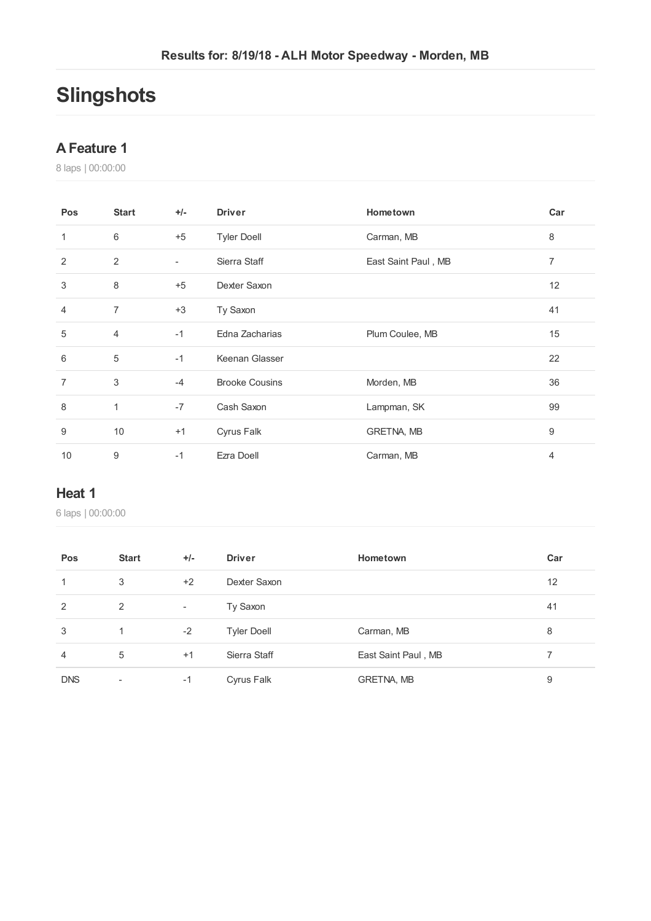# Slingshots

## A Feature 1

8 laps | 00:00:00

| Pos | Start | +/- | Driver | Hometown | Car |
|---|---|---|---|---|---|
| 1 | 6 | +5 | Tyler Doell | Carman, MB | 8 |
| 2 | 2 | - | Sierra Staff | East Saint Paul , MB | 7 |
| 3 | 8 | +5 | Dexter Saxon | | 12 |
| 4 | 7 | +3 | Ty Saxon | | 41 |
| 5 | 4 | -1 | Edna Zacharias | Plum Coulee, MB | 15 |
| 6 | 5 | -1 | Keenan Glasser | | 22 |
| 7 | 3 | -4 | Brooke Cousins | Morden, MB | 36 |
| 8 | 1 | -7 | Cash Saxon | Lampman, SK | 99 |
| 9 | 10 | +1 | Cyrus Falk | GRETNA, MB | 9 |
| 10 | 9 | -1 | Ezra Doell | Carman, MB | 4 |

## Heat 1

6 laps | 00:00:00

| Pos | Start | +/- | Driver | Hometown | Car |
|---|---|---|---|---|---|
| 1 | 3 | +2 | Dexter Saxon | | 12 |
| 2 | 2 | - | Ty Saxon | | 41 |
| 3 | 1 | -2 | Tyler Doell | Carman, MB | 8 |
| 4 | 5 | +1 | Sierra Staff | East Saint Paul , MB | 7 |
| DNS | - | -1 | Cyrus Falk | GRETNA, MB | 9 |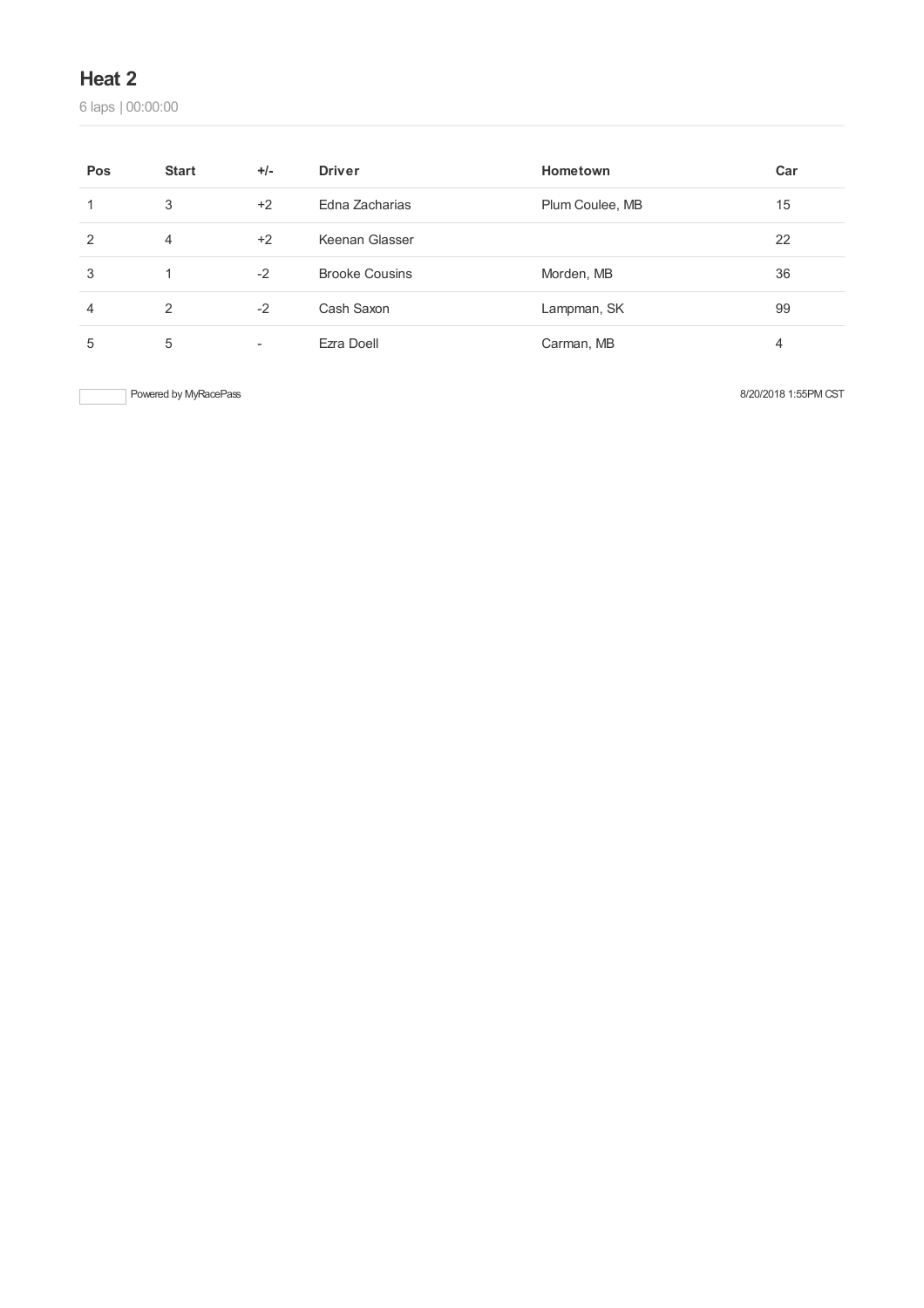## Heat 2

6 laps | 00:00:00

| Pos | Start | +/- | Driver | Hometown | Car |
|---|---|---|---|---|---|
| 1 | 3 | +2 | Edna Zacharias | Plum Coulee, MB | 15 |
| 2 | 4 | +2 | Keenan Glasser | | 22 |
| 3 | 1 | -2 | Brooke Cousins | Morden, MB | 36 |
| 4 | 2 | -2 | Cash Saxon | Lampman, SK | 99 |
| 5 | 5 | - | Ezra Doell | Carman, MB | 4 |

Powered by MyRacePass

8/20/2018 1:55PM CST